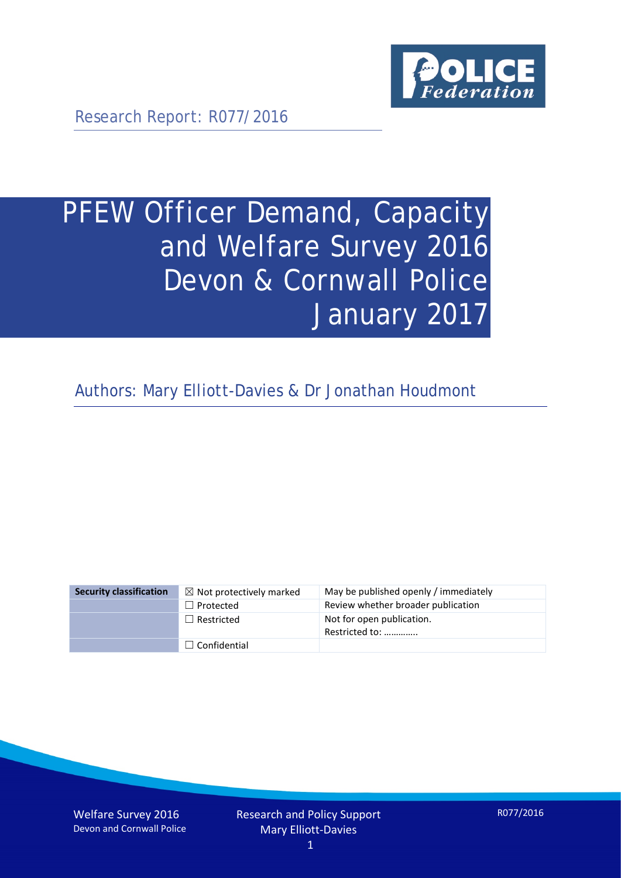Research Report: R077/2016

# PFEW Officer Demand, Capacity and Welfare Survey 2016 Devon & Cornwall Police January 2017

Authors: Mary Elliott-Davies & Dr Jonathan Houdmont

| Security classification | ☒ Not protectively marked | May be published openly / immediately |
|---|---|---|
| | ☐ Protected | Review whether broader publication |
| | ☐ Restricted | Not for open publication. Restricted to: ………….. |
| | ☐ Confidential | |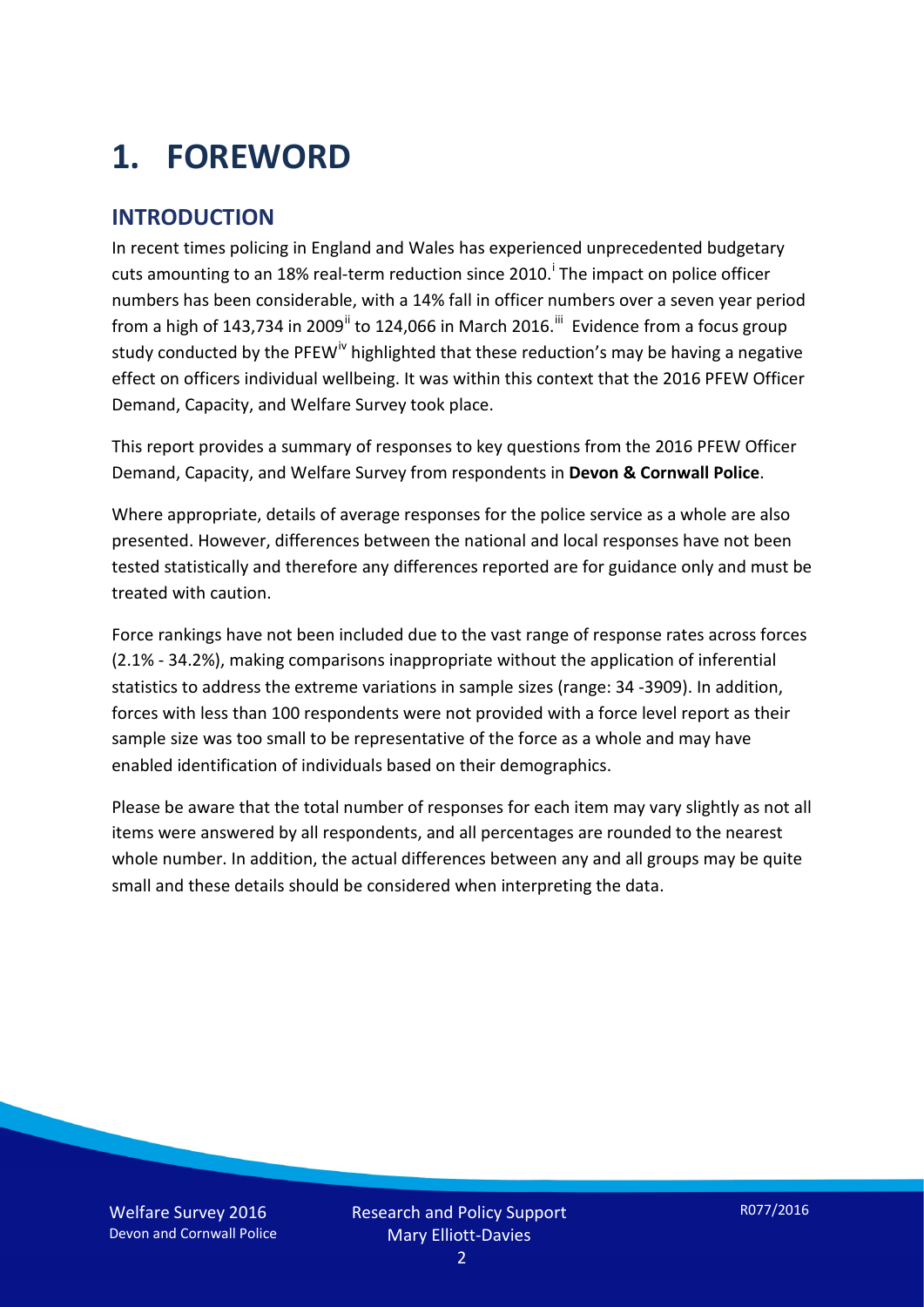# 1. FOREWORD

## INTRODUCTION

In recent times policing in England and Wales has experienced unprecedented budgetary cuts amounting to an 18% real-term reduction since 2010.[i] The impact on police officer numbers has been considerable, with a 14% fall in officer numbers over a seven year period from a high of 143,734 in 2009[ii] to 124,066 in March 2016.[iii] Evidence from a focus group study conducted by the PFEW[iv] highlighted that these reduction's may be having a negative effect on officers individual wellbeing. It was within this context that the 2016 PFEW Officer Demand, Capacity, and Welfare Survey took place.

This report provides a summary of responses to key questions from the 2016 PFEW Officer Demand, Capacity, and Welfare Survey from respondents in **Devon & Cornwall Police**.

Where appropriate, details of average responses for the police service as a whole are also presented. However, differences between the national and local responses have not been tested statistically and therefore any differences reported are for guidance only and must be treated with caution.

Force rankings have not been included due to the vast range of response rates across forces (2.1% - 34.2%), making comparisons inappropriate without the application of inferential statistics to address the extreme variations in sample sizes (range: 34 -3909). In addition, forces with less than 100 respondents were not provided with a force level report as their sample size was too small to be representative of the force as a whole and may have enabled identification of individuals based on their demographics.

Please be aware that the total number of responses for each item may vary slightly as not all items were answered by all respondents, and all percentages are rounded to the nearest whole number. In addition, the actual differences between any and all groups may be quite small and these details should be considered when interpreting the data.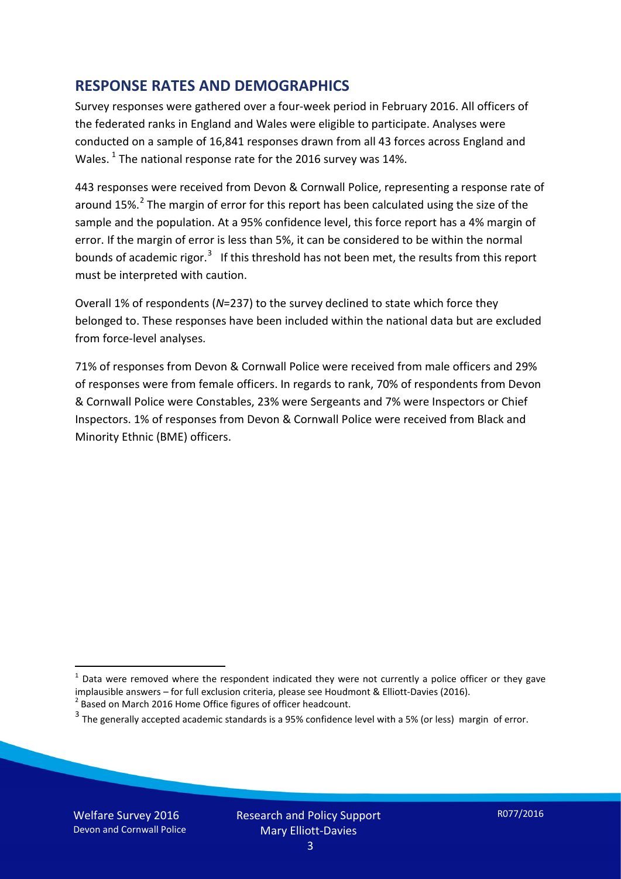## RESPONSE RATES AND DEMOGRAPHICS

Survey responses were gathered over a four-week period in February 2016. All officers of the federated ranks in England and Wales were eligible to participate. Analyses were conducted on a sample of 16,841 responses drawn from all 43 forces across England and Wales. [1] The national response rate for the 2016 survey was 14%.

443 responses were received from Devon & Cornwall Police, representing a response rate of around 15%.[2] The margin of error for this report has been calculated using the size of the sample and the population. At a 95% confidence level, this force report has a 4% margin of error. If the margin of error is less than 5%, it can be considered to be within the normal bounds of academic rigor.[3] If this threshold has not been met, the results from this report must be interpreted with caution.

Overall 1% of respondents (*N*=237) to the survey declined to state which force they belonged to. These responses have been included within the national data but are excluded from force-level analyses.

71% of responses from Devon & Cornwall Police were received from male officers and 29% of responses were from female officers. In regards to rank, 70% of respondents from Devon & Cornwall Police were Constables, 23% were Sergeants and 7% were Inspectors or Chief Inspectors. 1% of responses from Devon & Cornwall Police were received from Black and Minority Ethnic (BME) officers.

---

[1] Data were removed where the respondent indicated they were not currently a police officer or they gave implausible answers – for full exclusion criteria, please see Houdmont & Elliott-Davies (2016).

[2] Based on March 2016 Home Office figures of officer headcount.

[3] The generally accepted academic standards is a 95% confidence level with a 5% (or less) margin of error.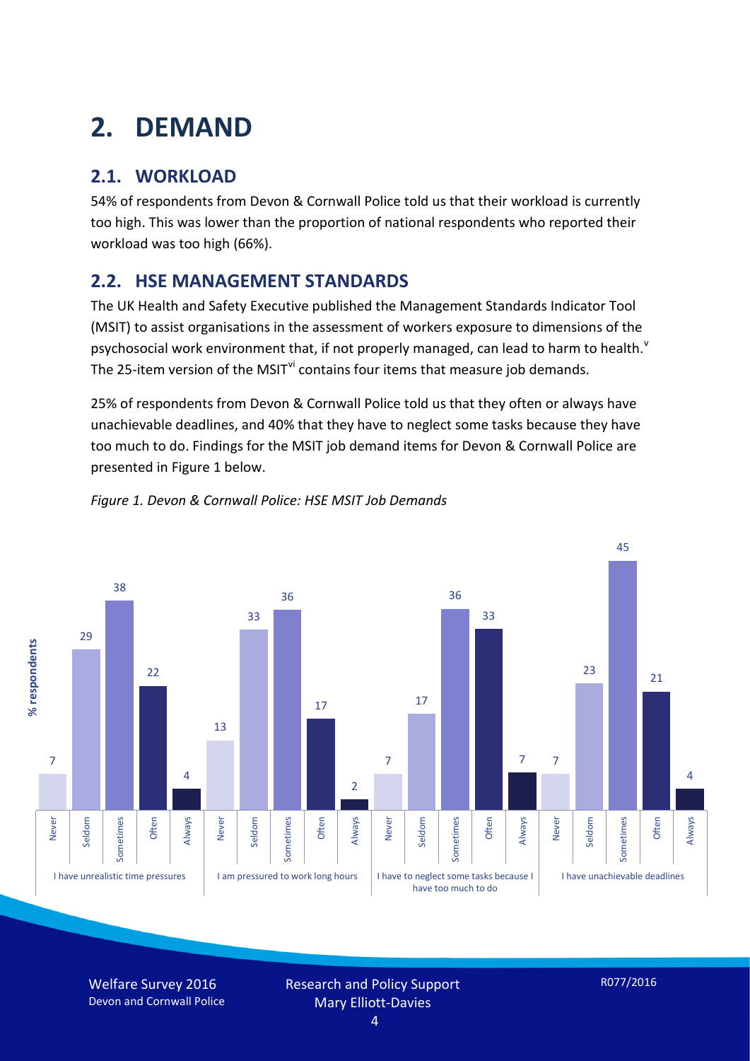# 2. DEMAND

## 2.1. WORKLOAD

54% of respondents from Devon & Cornwall Police told us that their workload is currently too high. This was lower than the proportion of national respondents who reported their workload was too high (66%).

## 2.2. HSE MANAGEMENT STANDARDS

The UK Health and Safety Executive published the Management Standards Indicator Tool (MSIT) to assist organisations in the assessment of workers exposure to dimensions of the psychosocial work environment that, if not properly managed, can lead to harm to health.[v] The 25-item version of the MSIT[vi] contains four items that measure job demands.

25% of respondents from Devon & Cornwall Police told us that they often or always have unachievable deadlines, and 40% that they have to neglect some tasks because they have too much to do. Findings for the MSIT job demand items for Devon & Cornwall Police are presented in Figure 1 below.

*Figure 1. Devon & Cornwall Police: HSE MSIT Job Demands*

| % respondents | Never | Seldom | Sometimes | Often | Always |
|---|---|---|---|---|---|
| I have unrealistic time pressures | 7 | 29 | 38 | 22 | 4 |
| I am pressured to work long hours | 13 | 33 | 36 | 17 | 2 |
| I have to neglect some tasks because I have too much to do | 7 | 17 | 36 | 33 | 7 |
| I have unachievable deadlines | 7 | 23 | 45 | 21 | 4 |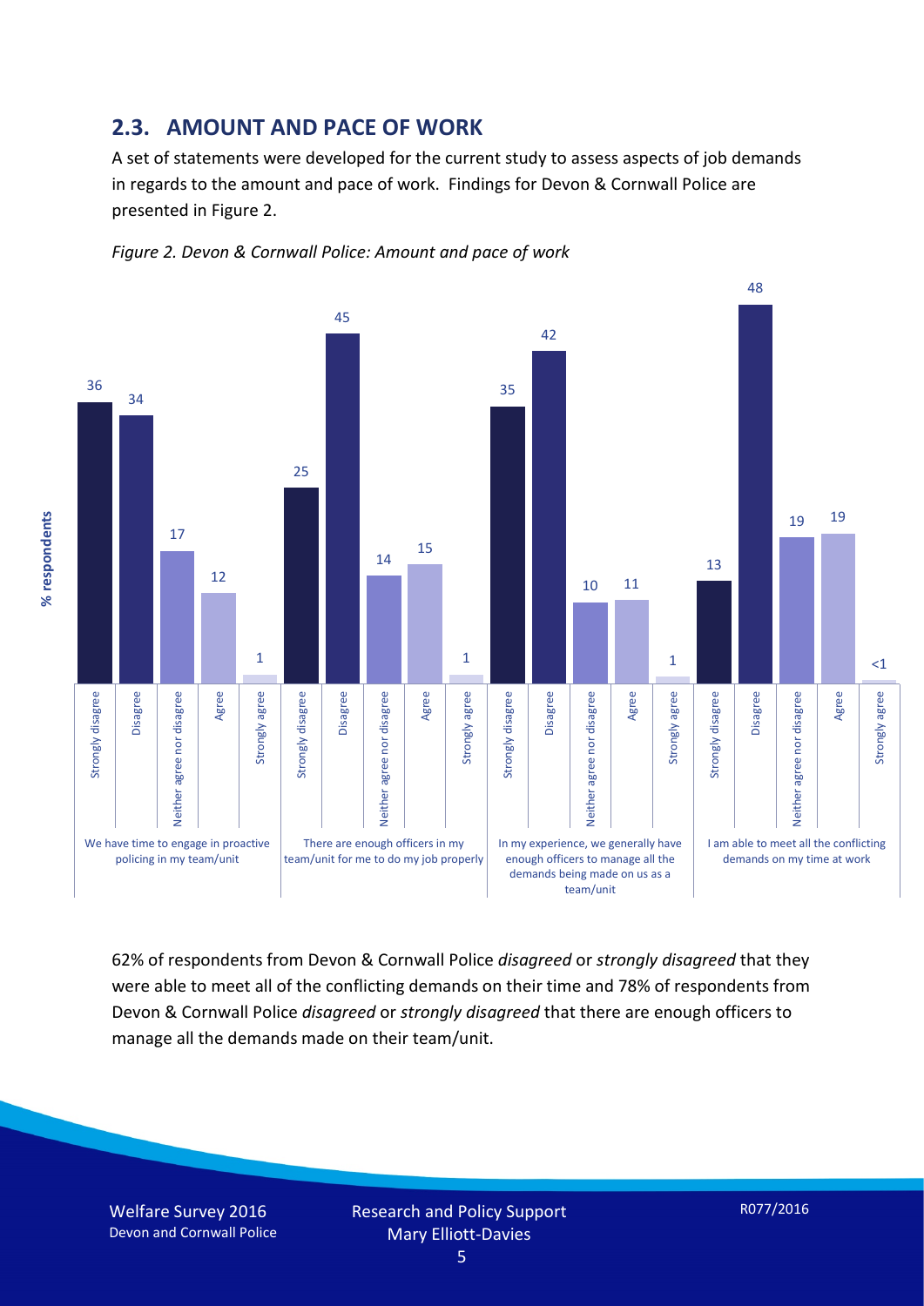## 2.3. AMOUNT AND PACE OF WORK

A set of statements were developed for the current study to assess aspects of job demands in regards to the amount and pace of work. Findings for Devon & Cornwall Police are presented in Figure 2.

*Figure 2. Devon & Cornwall Police: Amount and pace of work*

| % respondents | Strongly disagree | Disagree | Neither agree nor disagree | Agree | Strongly agree |
|---|---|---|---|---|---|
| We have time to engage in proactive policing in my team/unit | 36 | 34 | 17 | 12 | 1 |
| There are enough officers in my team/unit for me to do my job properly | 25 | 45 | 14 | 15 | 1 |
| In my experience, we generally have enough officers to manage all the demands being made on us as a team/unit | 35 | 42 | 10 | 11 | 1 |
| I am able to meet all the conflicting demands on my time at work | 13 | 48 | 19 | 19 | <1 |

62% of respondents from Devon & Cornwall Police *disagreed* or *strongly disagreed* that they were able to meet all of the conflicting demands on their time and 78% of respondents from Devon & Cornwall Police *disagreed* or *strongly disagreed* that there are enough officers to manage all the demands made on their team/unit.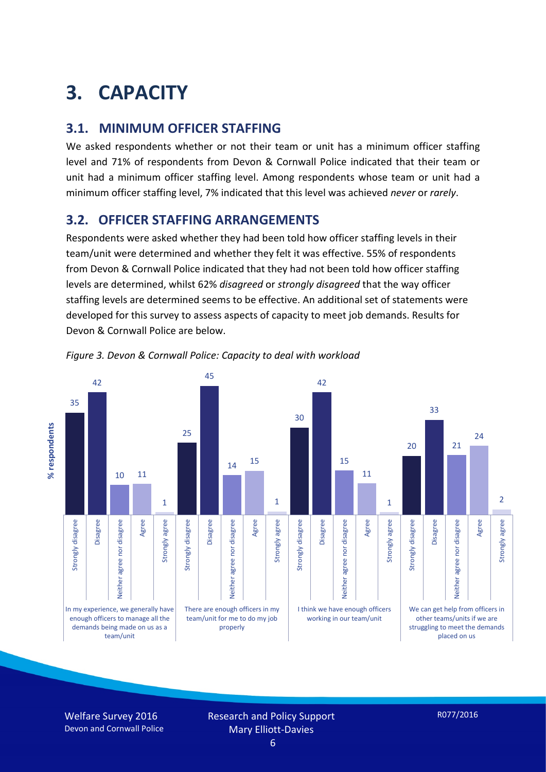# 3. CAPACITY

## 3.1. MINIMUM OFFICER STAFFING

We asked respondents whether or not their team or unit has a minimum officer staffing level and 71% of respondents from Devon & Cornwall Police indicated that their team or unit had a minimum officer staffing level. Among respondents whose team or unit had a minimum officer staffing level, 7% indicated that this level was achieved *never* or *rarely*.

## 3.2. OFFICER STAFFING ARRANGEMENTS

Respondents were asked whether they had been told how officer staffing levels in their team/unit were determined and whether they felt it was effective. 55% of respondents from Devon & Cornwall Police indicated that they had not been told how officer staffing levels are determined, whilst 62% *disagreed* or *strongly disagreed* that the way officer staffing levels are determined seems to be effective. An additional set of statements were developed for this survey to assess aspects of capacity to meet job demands. Results for Devon & Cornwall Police are below.

*Figure 3. Devon & Cornwall Police: Capacity to deal with workload*

| % respondents | Strongly disagree | Disagree | Neither agree nor disagree | Agree | Strongly agree |
|---|---|---|---|---|---|
| In my experience, we generally have enough officers to manage all the demands being made on us as a team/unit | 35 | 42 | 10 | 11 | 1 |
| There are enough officers in my team/unit for me to do my job properly | 25 | 45 | 14 | 15 | 1 |
| I think we have enough officers working in our team/unit | 30 | 42 | 15 | 11 | 1 |
| We can get help from officers in other teams/units if we are struggling to meet the demands placed on us | 20 | 33 | 21 | 24 | 2 |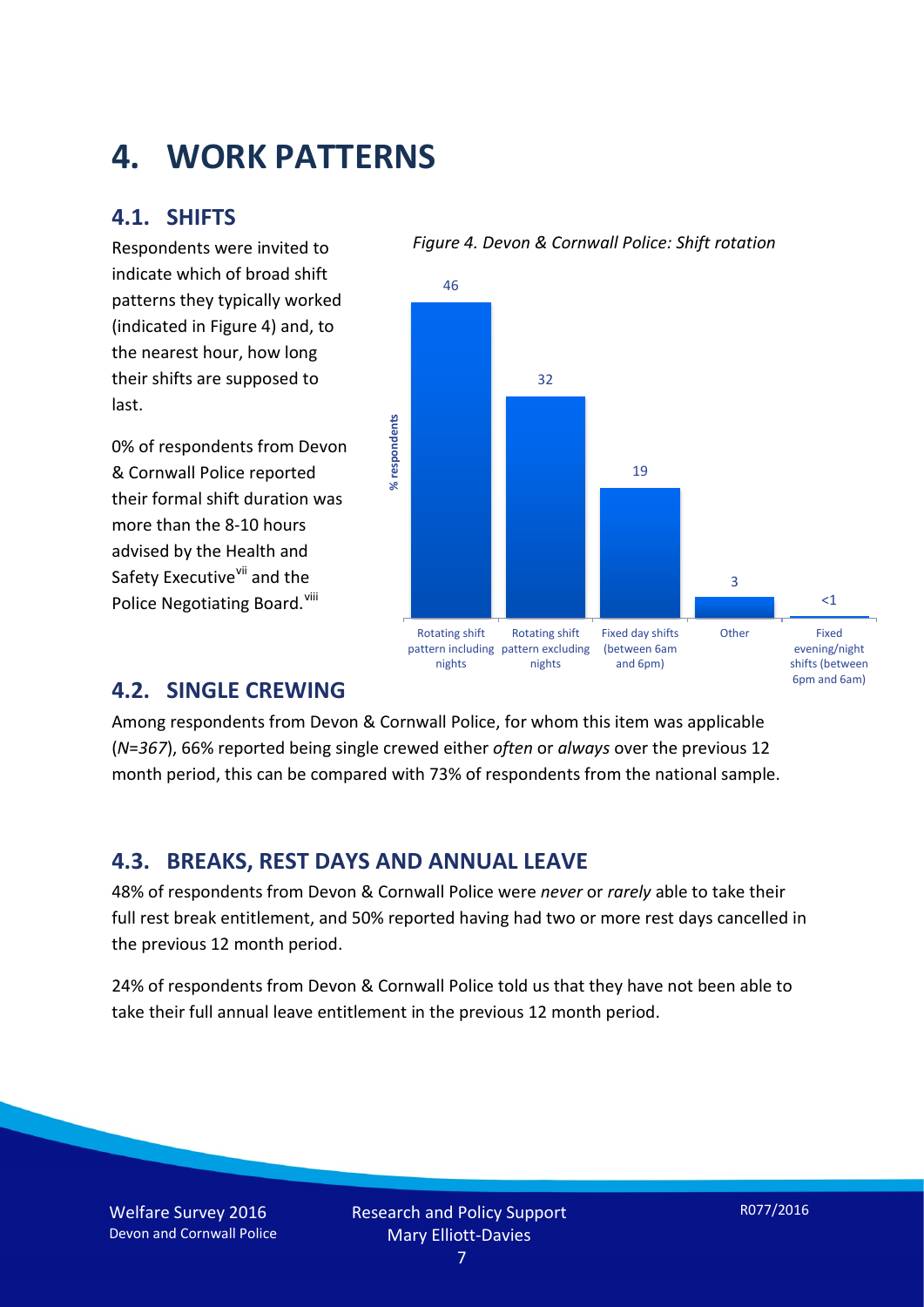# 4. WORK PATTERNS

## 4.1. SHIFTS

Respondents were invited to indicate which of broad shift patterns they typically worked (indicated in Figure 4) and, to the nearest hour, how long their shifts are supposed to last.

0% of respondents from Devon & Cornwall Police reported their formal shift duration was more than the 8-10 hours advised by the Health and Safety Executive[vii] and the Police Negotiating Board.[viii]

*Figure 4. Devon & Cornwall Police: Shift rotation*

| Shift pattern | % respondents |
|---|---|
| Rotating shift pattern including nights | 46 |
| Rotating shift pattern excluding nights | 32 |
| Fixed day shifts (between 6am and 6pm) | 19 |
| Other | 3 |
| Fixed evening/night shifts (between 6pm and 6am) | <1 |

## 4.2. SINGLE CREWING

Among respondents from Devon & Cornwall Police, for whom this item was applicable (*N=367*), 66% reported being single crewed either *often* or *always* over the previous 12 month period, this can be compared with 73% of respondents from the national sample.

## 4.3. BREAKS, REST DAYS AND ANNUAL LEAVE

48% of respondents from Devon & Cornwall Police were *never* or *rarely* able to take their full rest break entitlement, and 50% reported having had two or more rest days cancelled in the previous 12 month period.

24% of respondents from Devon & Cornwall Police told us that they have not been able to take their full annual leave entitlement in the previous 12 month period.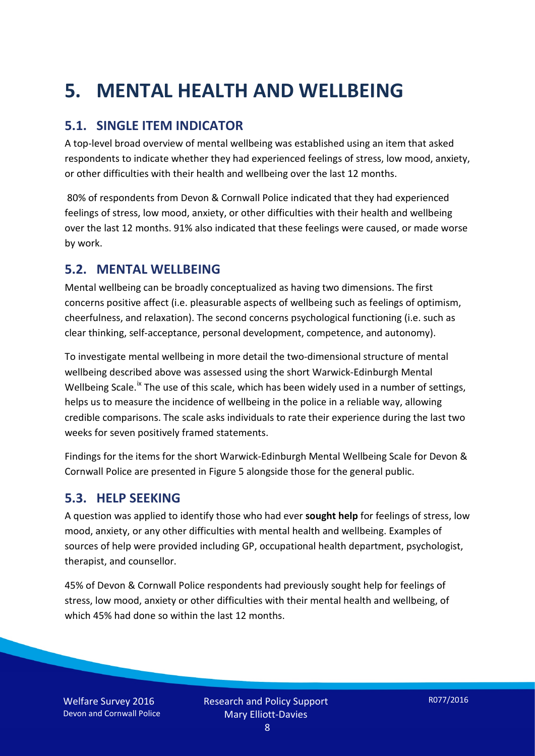# 5. MENTAL HEALTH AND WELLBEING

## 5.1. SINGLE ITEM INDICATOR

A top-level broad overview of mental wellbeing was established using an item that asked respondents to indicate whether they had experienced feelings of stress, low mood, anxiety, or other difficulties with their health and wellbeing over the last 12 months.

80% of respondents from Devon & Cornwall Police indicated that they had experienced feelings of stress, low mood, anxiety, or other difficulties with their health and wellbeing over the last 12 months. 91% also indicated that these feelings were caused, or made worse by work.

## 5.2. MENTAL WELLBEING

Mental wellbeing can be broadly conceptualized as having two dimensions. The first concerns positive affect (i.e. pleasurable aspects of wellbeing such as feelings of optimism, cheerfulness, and relaxation). The second concerns psychological functioning (i.e. such as clear thinking, self-acceptance, personal development, competence, and autonomy).

To investigate mental wellbeing in more detail the two-dimensional structure of mental wellbeing described above was assessed using the short Warwick-Edinburgh Mental Wellbeing Scale.[ix] The use of this scale, which has been widely used in a number of settings, helps us to measure the incidence of wellbeing in the police in a reliable way, allowing credible comparisons. The scale asks individuals to rate their experience during the last two weeks for seven positively framed statements.

Findings for the items for the short Warwick-Edinburgh Mental Wellbeing Scale for Devon & Cornwall Police are presented in Figure 5 alongside those for the general public.

## 5.3. HELP SEEKING

A question was applied to identify those who had ever **sought help** for feelings of stress, low mood, anxiety, or any other difficulties with mental health and wellbeing. Examples of sources of help were provided including GP, occupational health department, psychologist, therapist, and counsellor.

45% of Devon & Cornwall Police respondents had previously sought help for feelings of stress, low mood, anxiety or other difficulties with their mental health and wellbeing, of which 45% had done so within the last 12 months.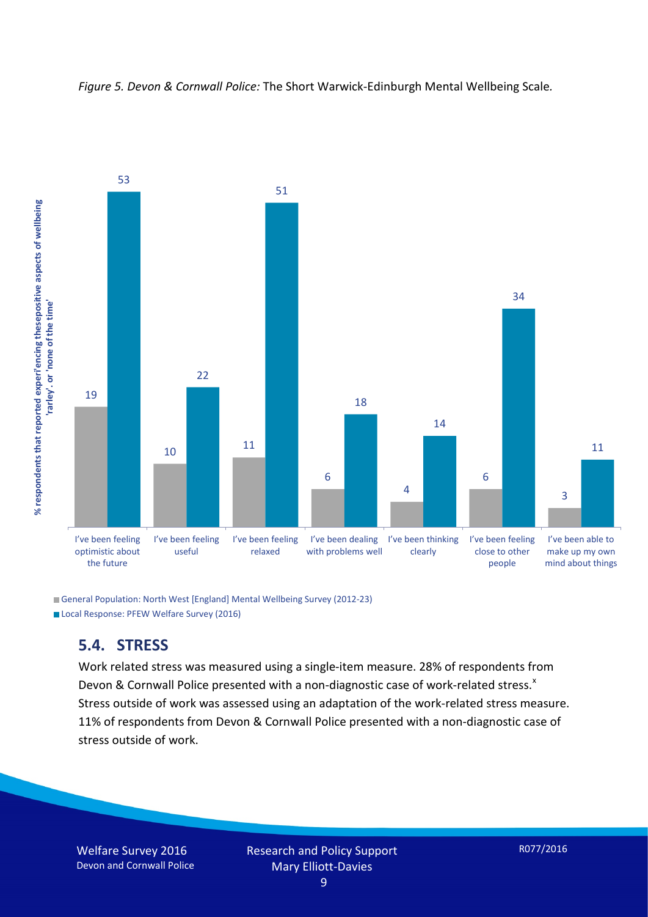*Figure 5. Devon & Cornwall Police:* The Short Warwick-Edinburgh Mental Wellbeing Scale.

| | General Population: North West [England] Mental Wellbeing Survey (2012-23) | Local Response: PFEW Welfare Survey (2016) |
|---|---|---|
| I've been feeling optimistic about the future | 19 | 53 |
| I've been feeling useful | 10 | 22 |
| I've been feeling relaxed | 11 | 51 |
| I've been dealing with problems well | 6 | 18 |
| I've been thinking clearly | 4 | 14 |
| I've been feeling close to other people | 6 | 34 |
| I've been able to make up my own mind about things | 3 | 11 |

% respondents that reported experiencing thesepositive aspects of wellbeing 'rarley'. or 'none of the time'

## 5.4. STRESS

Work related stress was measured using a single-item measure. 28% of respondents from Devon & Cornwall Police presented with a non-diagnostic case of work-related stress.[x] Stress outside of work was assessed using an adaptation of the work-related stress measure. 11% of respondents from Devon & Cornwall Police presented with a non-diagnostic case of stress outside of work.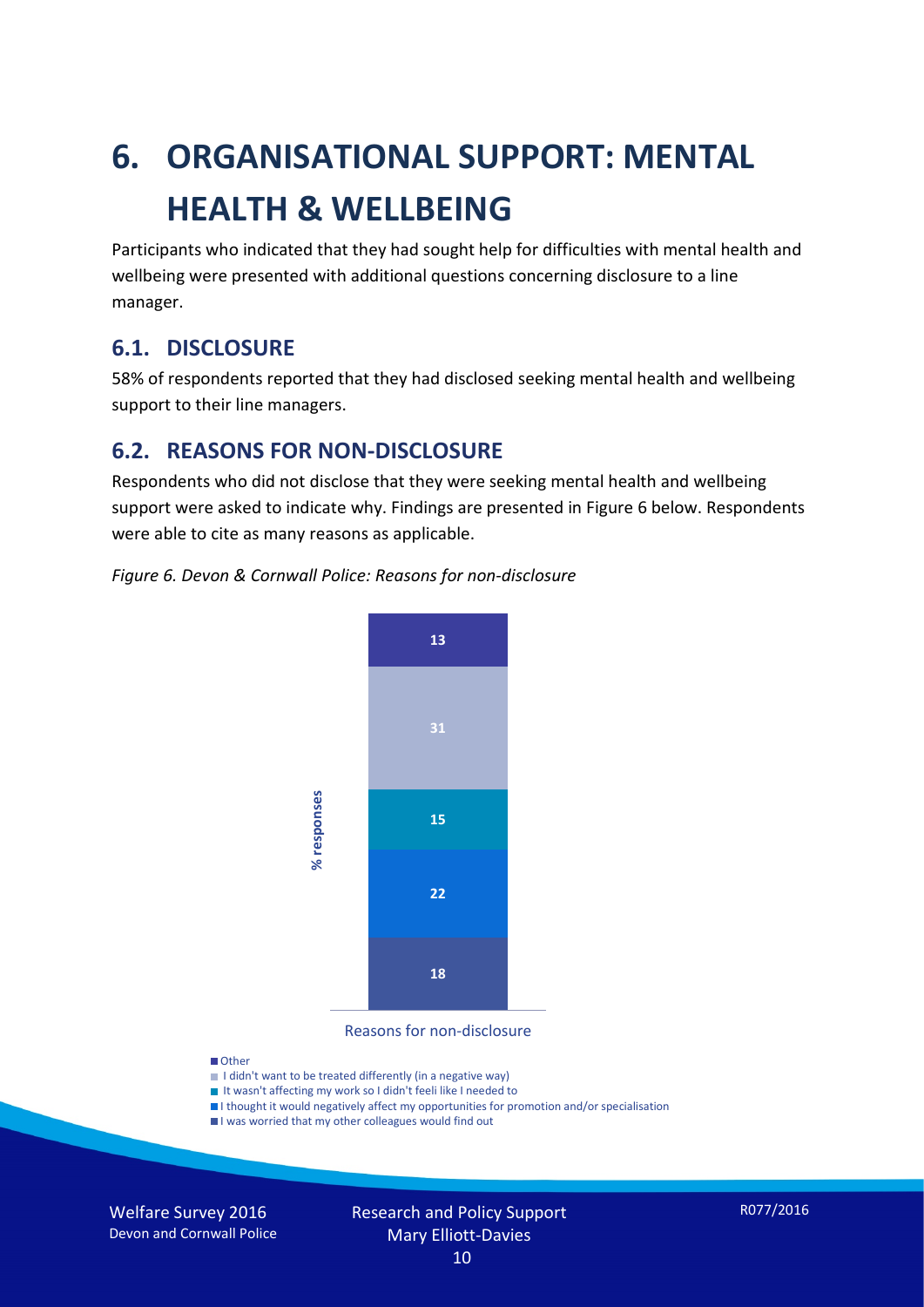# 6. ORGANISATIONAL SUPPORT: MENTAL HEALTH & WELLBEING

Participants who indicated that they had sought help for difficulties with mental health and wellbeing were presented with additional questions concerning disclosure to a line manager.

## 6.1. DISCLOSURE

58% of respondents reported that they had disclosed seeking mental health and wellbeing support to their line managers.

## 6.2. REASONS FOR NON-DISCLOSURE

Respondents who did not disclose that they were seeking mental health and wellbeing support were asked to indicate why. Findings are presented in Figure 6 below. Respondents were able to cite as many reasons as applicable.

*Figure 6. Devon & Cornwall Police: Reasons for non-disclosure*

| Reasons for non-disclosure | % responses |
| --- | --- |
| Other | 13 |
| I didn't want to be treated differently (in a negative way) | 31 |
| It wasn't affecting my work so I didn't feeli like I needed to | 15 |
| I thought it would negatively affect my opportunities for promotion and/or specialisation | 22 |
| I was worried that my other colleagues would find out | 18 |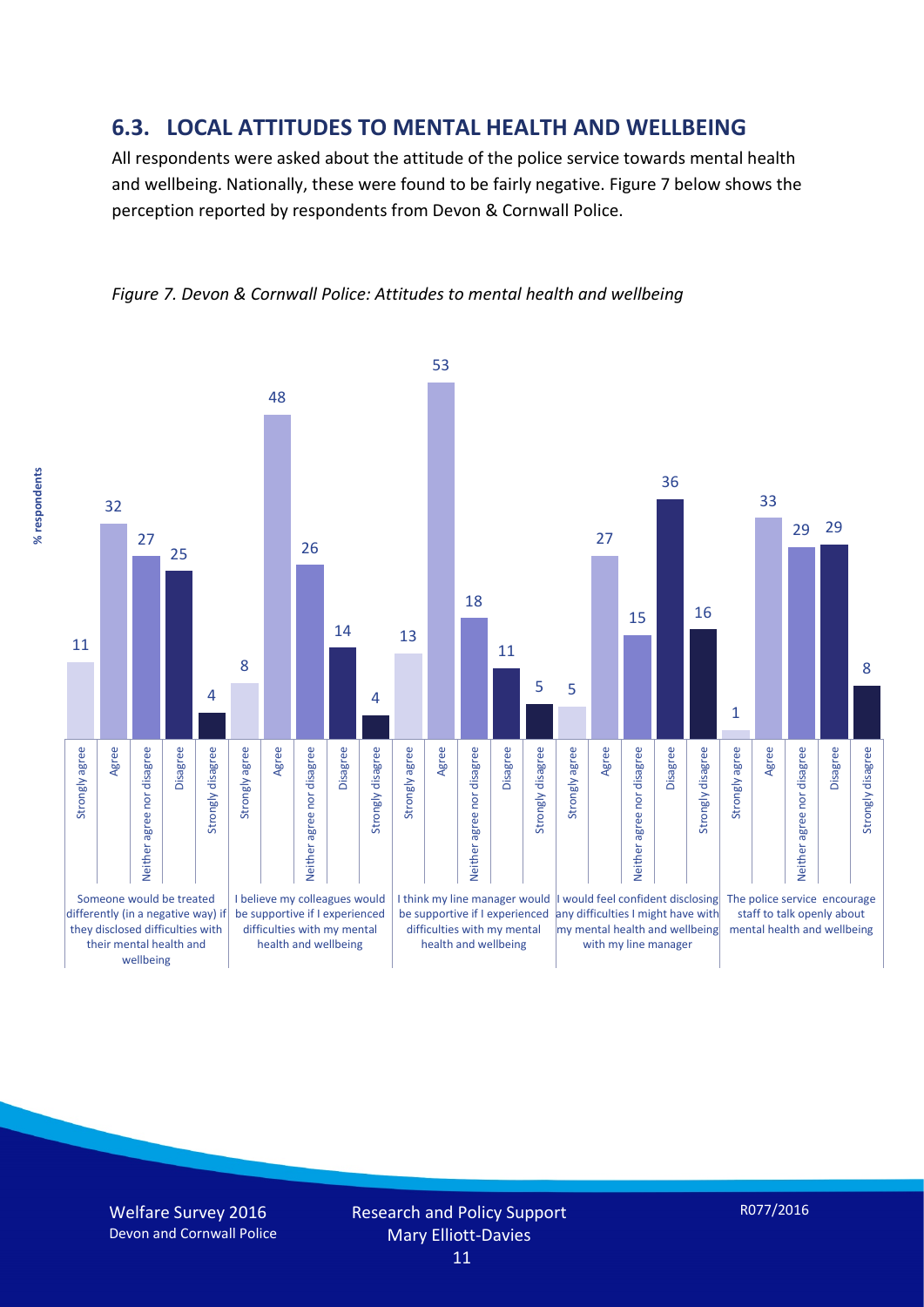## 6.3. LOCAL ATTITUDES TO MENTAL HEALTH AND WELLBEING

All respondents were asked about the attitude of the police service towards mental health and wellbeing. Nationally, these were found to be fairly negative. Figure 7 below shows the perception reported by respondents from Devon & Cornwall Police.

*Figure 7. Devon & Cornwall Police: Attitudes to mental health and wellbeing*

| % respondents | Strongly agree | Agree | Neither agree nor disagree | Disagree | Strongly disagree |
|---|---|---|---|---|---|
| Someone would be treated differently (in a negative way) if they disclosed difficulties with their mental health and wellbeing | 11 | 32 | 27 | 25 | 4 |
| I believe my colleagues would be supportive if I experienced difficulties with my mental health and wellbeing | 8 | 48 | 26 | 14 | 4 |
| I think my line manager would be supportive if I experienced difficulties with my mental health and wellbeing | 13 | 53 | 18 | 11 | 5 |
| I would feel confident disclosing any difficulties I might have with my mental health and wellbeing with my line manager | 5 | 27 | 15 | 36 | 16 |
| The police service encourage staff to talk openly about mental health and wellbeing | 1 | 33 | 29 | 29 | 8 |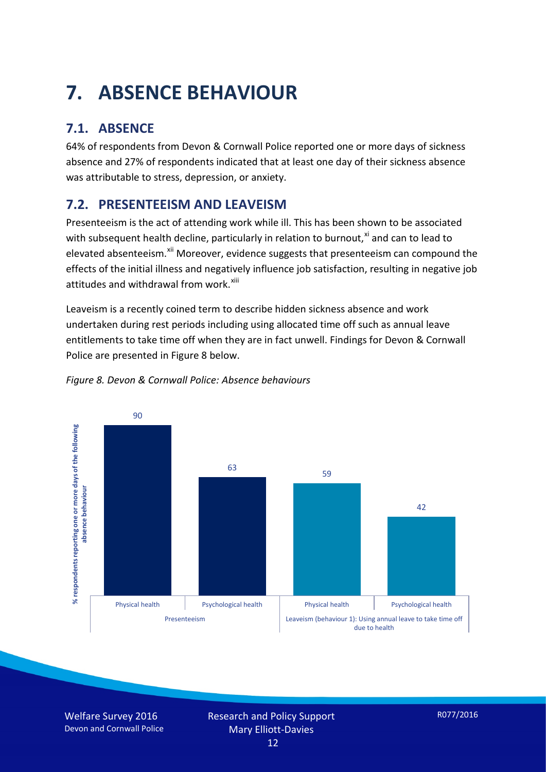# 7. ABSENCE BEHAVIOUR

## 7.1. ABSENCE

64% of respondents from Devon & Cornwall Police reported one or more days of sickness absence and 27% of respondents indicated that at least one day of their sickness absence was attributable to stress, depression, or anxiety.

## 7.2. PRESENTEEISM AND LEAVEISM

Presenteeism is the act of attending work while ill. This has been shown to be associated with subsequent health decline, particularly in relation to burnout,[xi] and can to lead to elevated absenteeism.[xii] Moreover, evidence suggests that presenteeism can compound the effects of the initial illness and negatively influence job satisfaction, resulting in negative job attitudes and withdrawal from work.[xiii]

Leaveism is a recently coined term to describe hidden sickness absence and work undertaken during rest periods including using allocated time off such as annual leave entitlements to take time off when they are in fact unwell. Findings for Devon & Cornwall Police are presented in Figure 8 below.

*Figure 8. Devon & Cornwall Police: Absence behaviours*

| % respondents reporting one or more days of the following absence behaviour | Physical health | Psychological health |
| --- | --- | --- |
| Presenteeism | 90 | 63 |
| Leaveism (behaviour 1): Using annual leave to take time off due to health | 59 | 42 |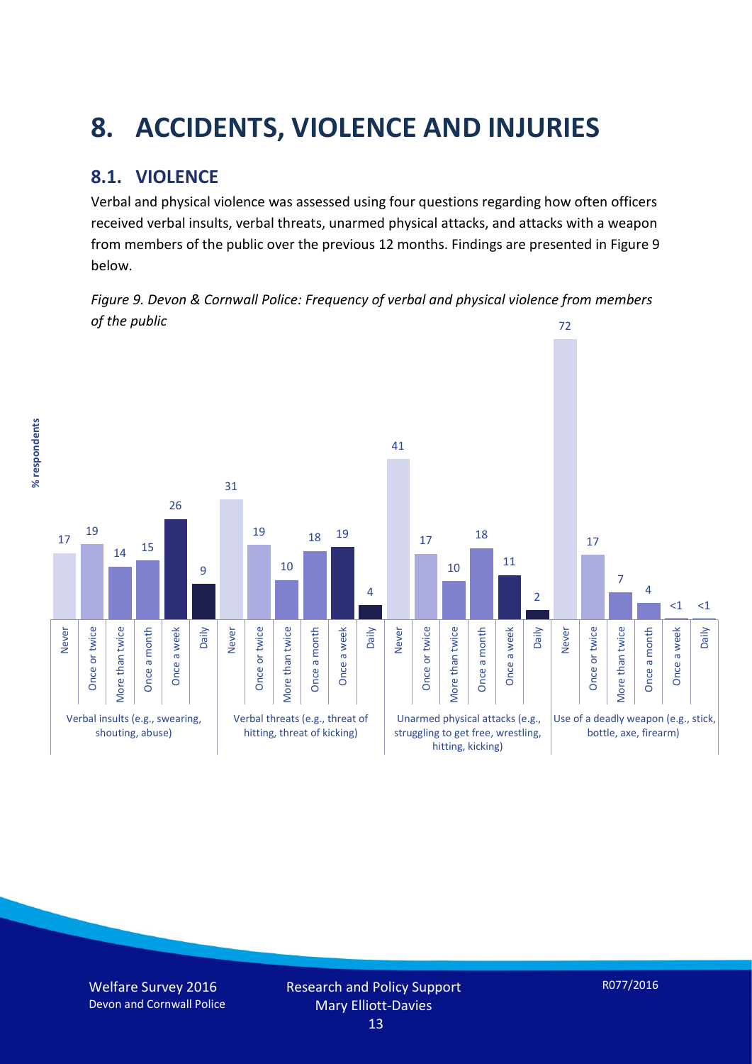# 8. ACCIDENTS, VIOLENCE AND INJURIES

## 8.1. VIOLENCE

Verbal and physical violence was assessed using four questions regarding how often officers received verbal insults, verbal threats, unarmed physical attacks, and attacks with a weapon from members of the public over the previous 12 months. Findings are presented in Figure 9 below.

*Figure 9. Devon & Cornwall Police: Frequency of verbal and physical violence from members of the public*

| % respondents | Never | Once or twice | More than twice | Once a month | Once a week | Daily |
|---|---|---|---|---|---|---|
| Verbal insults (e.g., swearing, shouting, abuse) | 17 | 19 | 14 | 15 | 26 | 9 |
| Verbal threats (e.g., threat of hitting, threat of kicking) | 31 | 19 | 10 | 18 | 19 | 4 |
| Unarmed physical attacks (e.g., struggling to get free, wrestling, hitting, kicking) | 41 | 17 | 10 | 18 | 11 | 2 |
| Use of a deadly weapon (e.g., stick, bottle, axe, firearm) | 72 | 17 | 7 | 4 | <1 | <1 |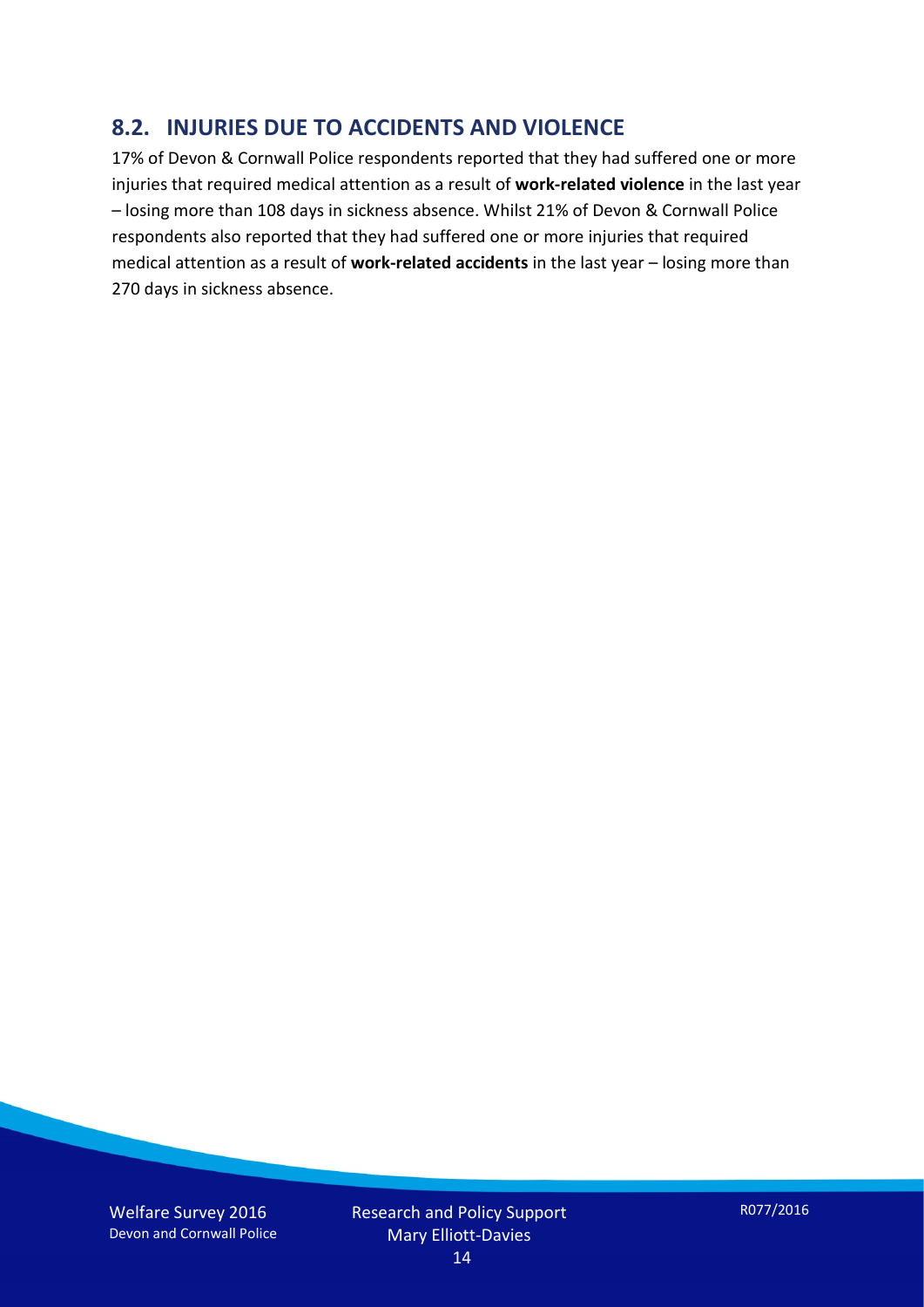## 8.2. INJURIES DUE TO ACCIDENTS AND VIOLENCE

17% of Devon & Cornwall Police respondents reported that they had suffered one or more injuries that required medical attention as a result of **work-related violence** in the last year – losing more than 108 days in sickness absence. Whilst 21% of Devon & Cornwall Police respondents also reported that they had suffered one or more injuries that required medical attention as a result of **work-related accidents** in the last year – losing more than 270 days in sickness absence.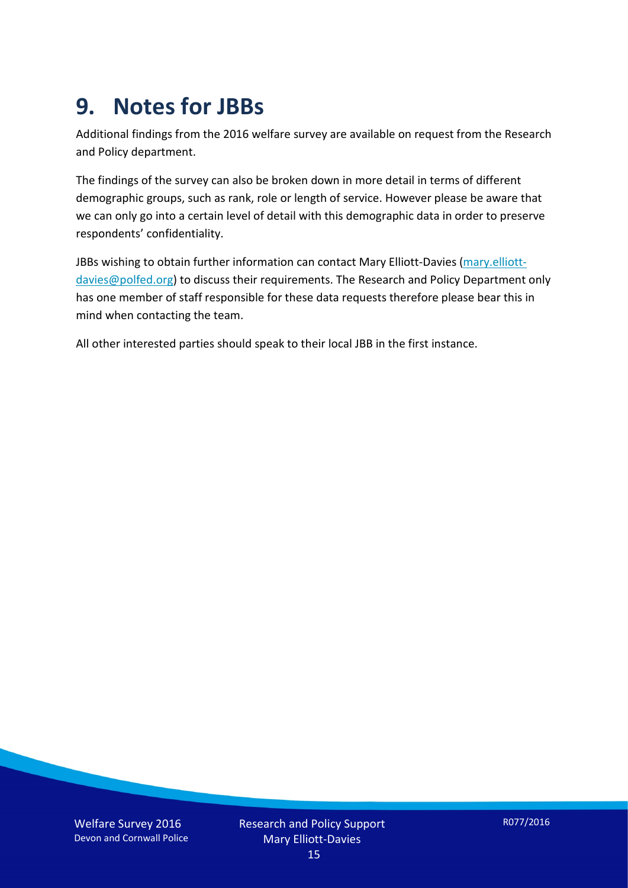# 9. Notes for JBBs

Additional findings from the 2016 welfare survey are available on request from the Research and Policy department.

The findings of the survey can also be broken down in more detail in terms of different demographic groups, such as rank, role or length of service. However please be aware that we can only go into a certain level of detail with this demographic data in order to preserve respondents' confidentiality.

JBBs wishing to obtain further information can contact Mary Elliott-Davies (mary.elliott-davies@polfed.org) to discuss their requirements. The Research and Policy Department only has one member of staff responsible for these data requests therefore please bear this in mind when contacting the team.

All other interested parties should speak to their local JBB in the first instance.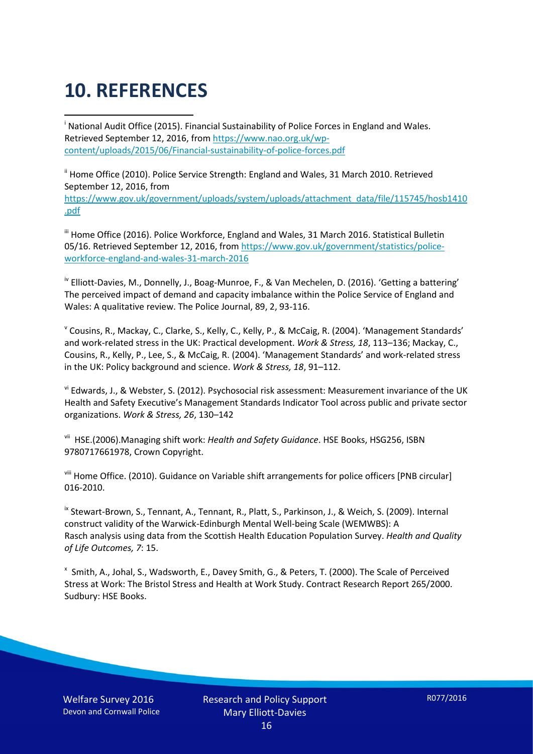# 10. REFERENCES

[i] National Audit Office (2015). Financial Sustainability of Police Forces in England and Wales. Retrieved September 12, 2016, from https://www.nao.org.uk/wp-content/uploads/2015/06/Financial-sustainability-of-police-forces.pdf

[ii] Home Office (2010). Police Service Strength: England and Wales, 31 March 2010. Retrieved September 12, 2016, from https://www.gov.uk/government/uploads/system/uploads/attachment_data/file/115745/hosb1410.pdf

[iii] Home Office (2016). Police Workforce, England and Wales, 31 March 2016. Statistical Bulletin 05/16. Retrieved September 12, 2016, from https://www.gov.uk/government/statistics/police-workforce-england-and-wales-31-march-2016

[iv] Elliott-Davies, M., Donnelly, J., Boag-Munroe, F., & Van Mechelen, D. (2016). 'Getting a battering' The perceived impact of demand and capacity imbalance within the Police Service of England and Wales: A qualitative review. The Police Journal, 89, 2, 93-116.

[v] Cousins, R., Mackay, C., Clarke, S., Kelly, C., Kelly, P., & McCaig, R. (2004). 'Management Standards' and work-related stress in the UK: Practical development. *Work & Stress, 18*, 113–136; Mackay, C., Cousins, R., Kelly, P., Lee, S., & McCaig, R. (2004). 'Management Standards' and work-related stress in the UK: Policy background and science. *Work & Stress, 18*, 91–112.

[vi] Edwards, J., & Webster, S. (2012). Psychosocial risk assessment: Measurement invariance of the UK Health and Safety Executive's Management Standards Indicator Tool across public and private sector organizations. *Work & Stress, 26*, 130–142

[vii] HSE.(2006).Managing shift work: *Health and Safety Guidance*. HSE Books, HSG256, ISBN 9780717661978, Crown Copyright.

[viii] Home Office. (2010). Guidance on Variable shift arrangements for police officers [PNB circular] 016-2010.

[ix] Stewart-Brown, S., Tennant, A., Tennant, R., Platt, S., Parkinson, J., & Weich, S. (2009). Internal construct validity of the Warwick-Edinburgh Mental Well-being Scale (WEMWBS): A Rasch analysis using data from the Scottish Health Education Population Survey. *Health and Quality of Life Outcomes, 7*: 15.

[x] Smith, A., Johal, S., Wadsworth, E., Davey Smith, G., & Peters, T. (2000). The Scale of Perceived Stress at Work: The Bristol Stress and Health at Work Study. Contract Research Report 265/2000. Sudbury: HSE Books.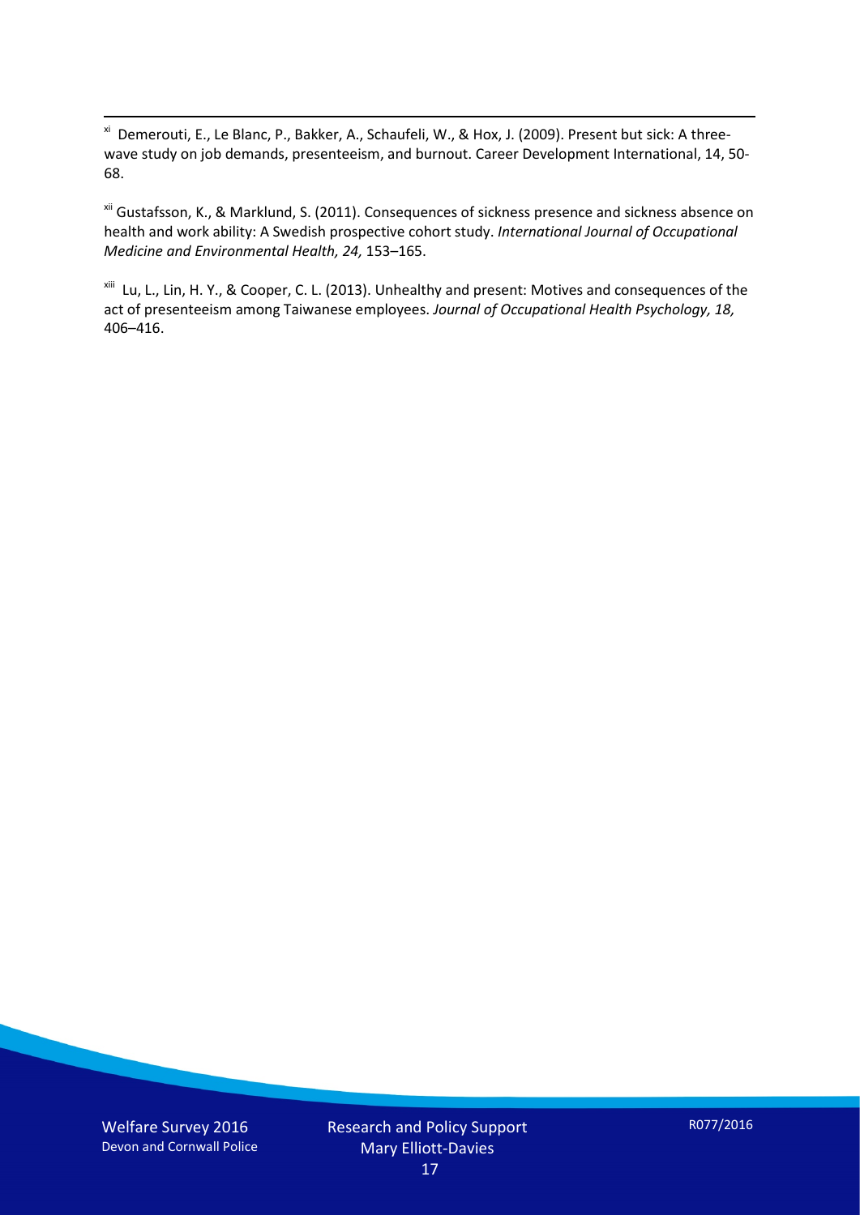[xi] Demerouti, E., Le Blanc, P., Bakker, A., Schaufeli, W., & Hox, J. (2009). Present but sick: A three-wave study on job demands, presenteeism, and burnout. Career Development International, 14, 50-68.

[xii] Gustafsson, K., & Marklund, S. (2011). Consequences of sickness presence and sickness absence on health and work ability: A Swedish prospective cohort study. *International Journal of Occupational Medicine and Environmental Health, 24,* 153–165.

[xiii] Lu, L., Lin, H. Y., & Cooper, C. L. (2013). Unhealthy and present: Motives and consequences of the act of presenteeism among Taiwanese employees. *Journal of Occupational Health Psychology, 18,* 406–416.